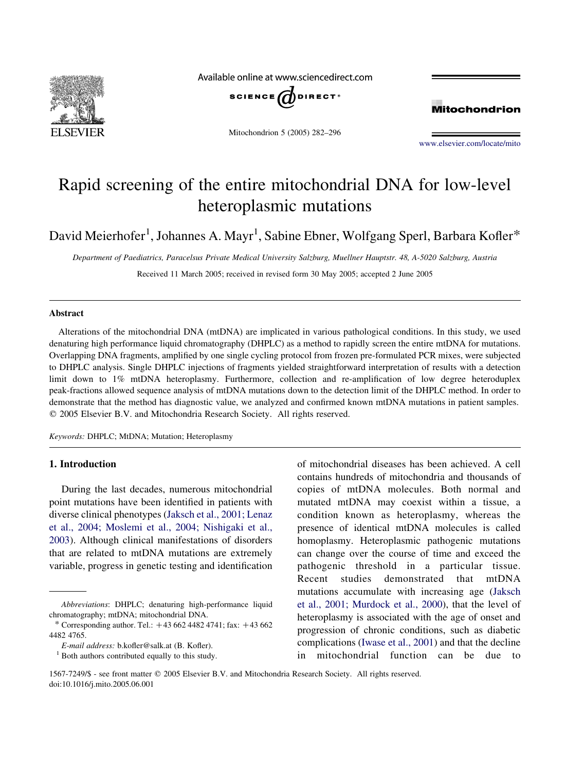# Rapid screening of the entire mitochondrial DNA for low-level heteroplasmic mutations

David Meierhofer[1], Johannes A. Mayr[1], Sabine Ebner, Wolfgang Sperl, Barbara Kofler*

*Department of Paediatrics, Paracelsus Private Medical University Salzburg, Muellner Hauptstr. 48, A-5020 Salzburg, Austria*

Received 11 March 2005; received in revised form 30 May 2005; accepted 2 June 2005

## Abstract

Alterations of the mitochondrial DNA (mtDNA) are implicated in various pathological conditions. In this study, we used denaturing high performance liquid chromatography (DHPLC) as a method to rapidly screen the entire mtDNA for mutations. Overlapping DNA fragments, amplified by one single cycling protocol from frozen pre-formulated PCR mixes, were subjected to DHPLC analysis. Single DHPLC injections of fragments yielded straightforward interpretation of results with a detection limit down to 1% mtDNA heteroplasmy. Furthermore, collection and re-amplification of low degree heteroduplex peak-fractions allowed sequence analysis of mtDNA mutations down to the detection limit of the DHPLC method. In order to demonstrate that the method has diagnostic value, we analyzed and confirmed known mtDNA mutations in patient samples.
© 2005 Elsevier B.V. and Mitochondria Research Society. All rights reserved.

*Keywords:* DHPLC; MtDNA; Mutation; Heteroplasmy

## 1. Introduction

During the last decades, numerous mitochondrial point mutations have been identified in patients with diverse clinical phenotypes (Jaksch et al., 2001; Lenaz et al., 2004; Moslemi et al., 2004; Nishigaki et al., 2003). Although clinical manifestations of disorders that are related to mtDNA mutations are extremely variable, progress in genetic testing and identification of mitochondrial diseases has been achieved. A cell contains hundreds of mitochondria and thousands of copies of mtDNA molecules. Both normal and mutated mtDNA may coexist within a tissue, a condition known as heteroplasmy, whereas the presence of identical mtDNA molecules is called homoplasmy. Heteroplasmic pathogenic mutations can change over the course of time and exceed the pathogenic threshold in a particular tissue. Recent studies demonstrated that mtDNA mutations accumulate with increasing age (Jaksch et al., 2001; Murdock et al., 2000), that the level of heteroplasmy is associated with the age of onset and progression of chronic conditions, such as diabetic complications (Iwase et al., 2001) and that the decline in mitochondrial function can be due to

---

*Abbreviations*: DHPLC; denaturing high-performance liquid chromatography; mtDNA; mitochondrial DNA.

\* Corresponding author. Tel.: +43 662 4482 4741; fax: +43 662 4482 4765.

*E-mail address:* b.kofler@salk.at (B. Kofler).

[1] Both authors contributed equally to this study.

1567-7249/$ - see front matter © 2005 Elsevier B.V. and Mitochondria Research Society. All rights reserved.
doi:10.1016/j.mito.2005.06.001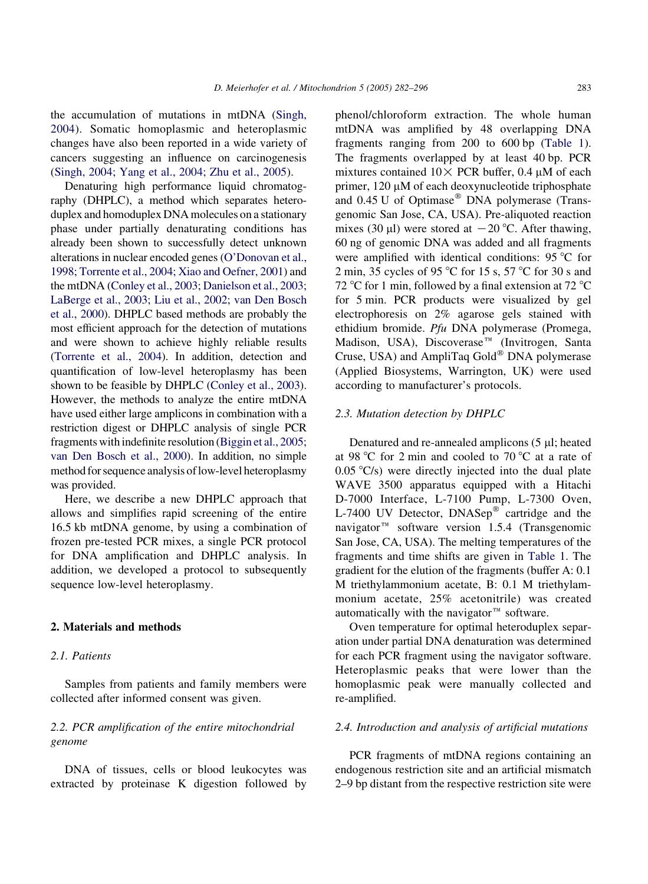the accumulation of mutations in mtDNA (Singh, 2004). Somatic homoplasmic and heteroplasmic changes have also been reported in a wide variety of cancers suggesting an influence on carcinogenesis (Singh, 2004; Yang et al., 2004; Zhu et al., 2005).

Denaturing high performance liquid chromatography (DHPLC), a method which separates heteroduplex and homoduplex DNA molecules on a stationary phase under partially denaturating conditions has already been shown to successfully detect unknown alterations in nuclear encoded genes (O'Donovan et al., 1998; Torrente et al., 2004; Xiao and Oefner, 2001) and the mtDNA (Conley et al., 2003; Danielson et al., 2003; LaBerge et al., 2003; Liu et al., 2002; van Den Bosch et al., 2000). DHPLC based methods are probably the most efficient approach for the detection of mutations and were shown to achieve highly reliable results (Torrente et al., 2004). In addition, detection and quantification of low-level heteroplasmy has been shown to be feasible by DHPLC (Conley et al., 2003). However, the methods to analyze the entire mtDNA have used either large amplicons in combination with a restriction digest or DHPLC analysis of single PCR fragments with indefinite resolution (Biggin et al., 2005; van Den Bosch et al., 2000). In addition, no simple method for sequence analysis of low-level heteroplasmy was provided.

Here, we describe a new DHPLC approach that allows and simplifies rapid screening of the entire 16.5 kb mtDNA genome, by using a combination of frozen pre-tested PCR mixes, a single PCR protocol for DNA amplification and DHPLC analysis. In addition, we developed a protocol to subsequently sequence low-level heteroplasmy.

## 2. Materials and methods

### 2.1. Patients

Samples from patients and family members were collected after informed consent was given.

### 2.2. PCR amplification of the entire mitochondrial genome

DNA of tissues, cells or blood leukocytes was extracted by proteinase K digestion followed by phenol/chloroform extraction. The whole human mtDNA was amplified by 48 overlapping DNA fragments ranging from 200 to 600 bp (Table 1). The fragments overlapped by at least 40 bp. PCR mixtures contained 10× PCR buffer, 0.4 μM of each primer, 120 μM of each deoxynucleotide triphosphate and 0.45 U of Optimase® DNA polymerase (Transgenomic San Jose, CA, USA). Pre-aliquoted reaction mixes (30 μl) were stored at −20 °C. After thawing, 60 ng of genomic DNA was added and all fragments were amplified with identical conditions: 95 °C for 2 min, 35 cycles of 95 °C for 15 s, 57 °C for 30 s and 72 °C for 1 min, followed by a final extension at 72 °C for 5 min. PCR products were visualized by gel electrophoresis on 2% agarose gels stained with ethidium bromide. *Pfu* DNA polymerase (Promega, Madison, USA), Discoverase™ (Invitrogen, Santa Cruse, USA) and AmpliTaq Gold® DNA polymerase (Applied Biosystems, Warrington, UK) were used according to manufacturer's protocols.

### 2.3. Mutation detection by DHPLC

Denatured and re-annealed amplicons (5 μl; heated at 98 °C for 2 min and cooled to 70 °C at a rate of 0.05 °C/s) were directly injected into the dual plate WAVE 3500 apparatus equipped with a Hitachi D-7000 Interface, L-7100 Pump, L-7300 Oven, L-7400 UV Detector, DNASep® cartridge and the navigator™ software version 1.5.4 (Transgenomic San Jose, CA, USA). The melting temperatures of the fragments and time shifts are given in Table 1. The gradient for the elution of the fragments (buffer A: 0.1 M triethylammonium acetate, B: 0.1 M triethylammonium acetate, 25% acetonitrile) was created automatically with the navigator™ software.

Oven temperature for optimal heteroduplex separation under partial DNA denaturation was determined for each PCR fragment using the navigator software. Heteroplasmic peaks that were lower than the homoplasmic peak were manually collected and re-amplified.

### 2.4. Introduction and analysis of artificial mutations

PCR fragments of mtDNA regions containing an endogenous restriction site and an artificial mismatch 2–9 bp distant from the respective restriction site were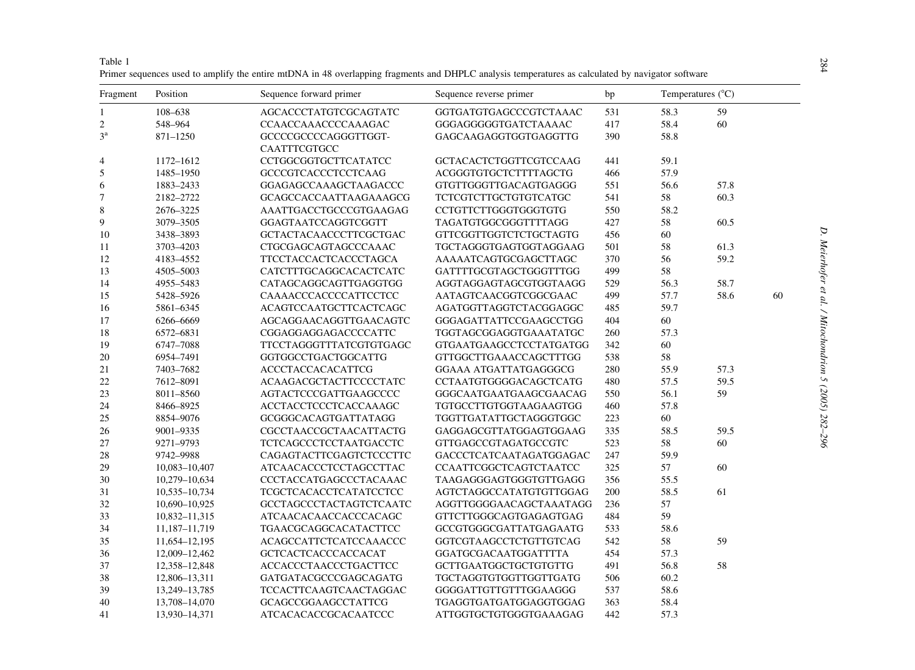Table 1

Primer sequences used to amplify the entire mtDNA in 48 overlapping fragments and DHPLC analysis temperatures as calculated by navigator software

| Fragment | Position | Sequence forward primer | Sequence reverse primer | bp | Temperatures (°C) | | |
|---|---|---|---|---|---|---|---|
| 1 | 108–638 | AGCACCCTATGTCGCAGTATC | GGTGATGTGAGCCCGTCTAAAC | 531 | 58.3 | 59 | |
| 2 | 548–964 | CCAACCAAACCCCAAAGAC | GGGAGGGGGTGATCTAAAAC | 417 | 58.4 | 60 | |
| 3[a] | 871–1250 | GCCCCGCCCCAGGGTTGGT-CAATTTCGTGCC | GAGCAAGAGGTGGTGAGGTTG | 390 | 58.8 | | |
| 4 | 1172–1612 | CCTGGCGGTGCTTCATATCC | GCTACACTCTGGTTCGTCCAAG | 441 | 59.1 | | |
| 5 | 1485–1950 | GCCCGTCACCCTCCTCAAG | ACGGGTGTGCTCTTTTAGCTG | 466 | 57.9 | | |
| 6 | 1883–2433 | GGAGAGCCAAAGCTAAGACCC | GTGTTGGGTTGACAGTGAGGG | 551 | 56.6 | 57.8 | |
| 7 | 2182–2722 | GCAGCCACCAATTAAGAAAGCG | TCTCGTCTTGCTGTGTCATGC | 541 | 58 | 60.3 | |
| 8 | 2676–3225 | AAATTGACCTGCCCGTGAAGAG | CCTGTTCTTGGGTGGGTGTG | 550 | 58.2 | | |
| 9 | 3079–3505 | GGAGTAATCCAGGTCGGTT | TAGATGTGGCGGGTTTTAGG | 427 | 58 | 60.5 | |
| 10 | 3438–3893 | GCTACTACAACCCTTCGCTGAC | GTTCGGTTGGTCTCTGCTAGTG | 456 | 60 | | |
| 11 | 3703–4203 | CTGCGAGCAGTAGCCCAAAC | TGCTAGGGTGAGTGGTAGGAAG | 501 | 58 | 61.3 | |
| 12 | 4183–4552 | TTCCTACCACTCACCCTAGCA | AAAAATCAGTGCGAGCTTAGC | 370 | 56 | 59.2 | |
| 13 | 4505–5003 | CATCTTTGCAGGCACACTCATC | GATTTTGCGTAGCTGGGTTTGG | 499 | 58 | | |
| 14 | 4955–5483 | CATAGCAGGCAGTTGAGGTGG | AGGTAGGAGTAGCGTGGTAAGG | 529 | 56.3 | 58.7 | |
| 15 | 5428–5926 | CAAAACCCACCCCATTCCTCC | AATAGTCAACGGTCGGCGAAC | 499 | 57.7 | 58.6 | 60 |
| 16 | 5861–6345 | ACAGTCCAATGCTTCACTCAGC | AGATGGTTAGGTCTACGGAGGC | 485 | 59.7 | | |
| 17 | 6266–6669 | AGCAGGAACAGGTTGAACAGTC | GGGAGATTATTCCGAAGCCTGG | 404 | 60 | | |
| 18 | 6572–6831 | CGGAGGAGGAGACCCCATTC | TGGTAGCGGAGGTGAAATATGC | 260 | 57.3 | | |
| 19 | 6747–7088 | TTCCTAGGGTTTATCGTGTGAGC | GTGAATGAAGCCTCCTATGATGG | 342 | 60 | | |
| 20 | 6954–7491 | GGTGGCCTGACTGGCATTG | GTTGGCTTGAAACCAGCTTTGG | 538 | 58 | | |
| 21 | 7403–7682 | ACCCTACCACACATTCG | GGAAA ATGATTATGAGGGCG | 280 | 55.9 | 57.3 | |
| 22 | 7612–8091 | ACAAGACGCTACTTCCCCTATC | CCTAATGTGGGGACAGCTCATG | 480 | 57.5 | 59.5 | |
| 23 | 8011–8560 | AGTACTCCCGATTGAAGCCCC | GGGCAATGAATGAAGCGAACAG | 550 | 56.1 | 59 | |
| 24 | 8466–8925 | ACCTACCTCCCTCACCAAAGC | TGTGCCTTGTGGTAAGAAGTGG | 460 | 57.8 | | |
| 25 | 8854–9076 | GCGGGCACAGTGATTATAGG | TGGTTGATATTGCTAGGGTGGC | 223 | 60 | | |
| 26 | 9001–9335 | CGCCTAACCGCTAACATTACTG | GAGGAGCGTTATGGAGTGGAAG | 335 | 58.5 | 59.5 | |
| 27 | 9271–9793 | TCTCAGCCCTCCTAATGACCTC | GTTGAGCCGTAGATGCCGTC | 523 | 58 | 60 | |
| 28 | 9742–9988 | CAGAGTACTTCGAGTCTCCCTTC | GACCCTCATCAATAGATGGAGAC | 247 | 59.9 | | |
| 29 | 10,083–10,407 | ATCAACACCCTCCTAGCCTTAC | CCAATTCGGCTCAGTCTAATCC | 325 | 57 | 60 | |
| 30 | 10,279–10,634 | CCCTACCATGAGCCCTACAAAC | TAAGAGGGAGTGGGTGTTGAGG | 356 | 55.5 | | |
| 31 | 10,535–10,734 | TCGCTCACACCTCATATCCTCC | AGTCTAGGCCATATGTGTTGGAG | 200 | 58.5 | 61 | |
| 32 | 10,690–10,925 | GCCTAGCCCTACTAGTCTCAATC | AGGTTGGGGAACAGCTAAATAGG | 236 | 57 | | |
| 33 | 10,832–11,315 | ATCAACACAACCACCCACAGC | GTTCTTGGGCAGTGAGAGTGAG | 484 | 59 | | |
| 34 | 11,187–11,719 | TGAACGCAGGCACATACTTCC | GCCGTGGGCGATTATGAGAATG | 533 | 58.6 | | |
| 35 | 11,654–12,195 | ACAGCCATTCTCATCCAAACCC | GGTCGTAAGCCTCTGTTGTCAG | 542 | 58 | 59 | |
| 36 | 12,009–12,462 | GCTCACTCACCCACCACAT | GGATGCGACAATGGATTTTA | 454 | 57.3 | | |
| 37 | 12,358–12,848 | ACCACCCTAACCCTGACTTCC | GCTTGAATGGCTGCTGTGTTG | 491 | 56.8 | 58 | |
| 38 | 12,806–13,311 | GATGATACGCCCGAGCAGATG | TGCTAGGTGTGGTTGGTTGATG | 506 | 60.2 | | |
| 39 | 13,249–13,785 | TCCACTTCAAGTCAACTAGGAC | GGGGATTGTTGTTTGGAAGGG | 537 | 58.6 | | |
| 40 | 13,708–14,070 | GCAGCCGGAAGCCTATTCG | TGAGGTGATGATGGAGGTGGAG | 363 | 58.4 | | |
| 41 | 13,930–14,371 | ATCACACACCGCACAATCCC | ATTGGTGCTGTGGGTGAAAGAG | 442 | 57.3 | | |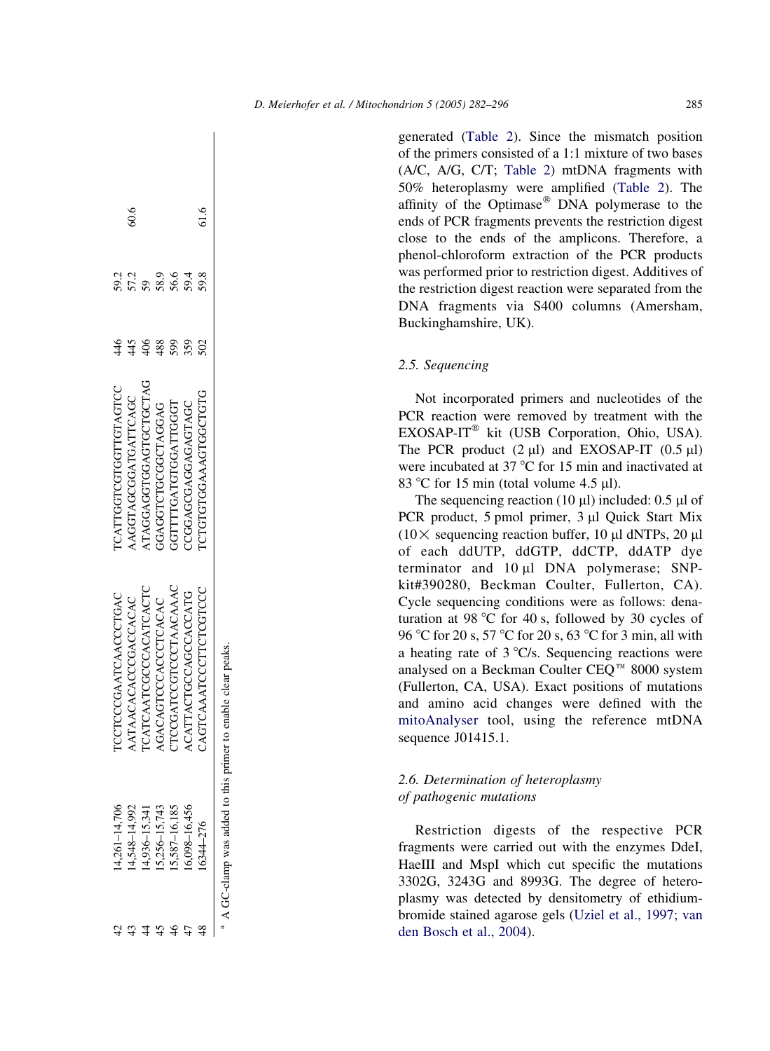| | | | | | | |
|---|---|---|---|---|---|---|
| 42 | 14,261–14,706 | TCCTCCCGAATCAACCCTGAC | TCATTGGTCGTGGTTGTAGTCC | 446 | 59.2 | |
| 43 | 14,548–14,992 | AATAACACACCCGACCACAC | AAGGTAGCGGATGATTCAGC | 445 | 57.2 | 60.6 |
| 44 | 14,936–15,341 | TCATCAATCGCCCACATCACTC | ATAGGAGGTGGAGTGCTGCTAG | 406 | 59 | |
| 45 | 15,256–15,743 | AGACAGTCCCACCCTCACAC | GGAGGTCTGCGGCTAGGAG | 488 | 58.9 | |
| 46 | 15,587–16,185 | CTCCGATCCGTCCCTAACAAAC | GGTTTTGATGTGGATTGGGT | 599 | 56.6 | |
| 47 | 16,098–16,456 | ACATTACTGCCAGCCACCATG | CCGGAGCGAGGAGAGTAGC | 359 | 59.4 | |
| 48 | 16344–276 | CAGTCAAATCCCTTCTCGTCCC | TCTGTGTGGAAAGTGGCTGTG | 502 | 59.8 | 61.6 |

[a] A GC-clamp was added to this primer to enable clear peaks.

generated (Table 2). Since the mismatch position of the primers consisted of a 1:1 mixture of two bases (A/C, A/G, C/T; Table 2) mtDNA fragments with 50% heteroplasmy were amplified (Table 2). The affinity of the Optimase® DNA polymerase to the ends of PCR fragments prevents the restriction digest close to the ends of the amplicons. Therefore, a phenol-chloroform extraction of the PCR products was performed prior to restriction digest. Additives of the restriction digest reaction were separated from the DNA fragments via S400 columns (Amersham, Buckinghamshire, UK).

### 2.5. Sequencing

Not incorporated primers and nucleotides of the PCR reaction were removed by treatment with the EXOSAP-IT® kit (USB Corporation, Ohio, USA). The PCR product (2 µl) and EXOSAP-IT (0.5 µl) were incubated at 37 °C for 15 min and inactivated at 83 °C for 15 min (total volume 4.5 µl).

The sequencing reaction (10 µl) included: 0.5 µl of PCR product, 5 pmol primer, 3 µl Quick Start Mix (10× sequencing reaction buffer, 10 µl dNTPs, 20 µl of each ddUTP, ddGTP, ddCTP, ddATP dye terminator and 10 µl DNA polymerase; SNP-kit#390280, Beckman Coulter, Fullerton, CA). Cycle sequencing conditions were as follows: denaturation at 98 °C for 40 s, followed by 30 cycles of 96 °C for 20 s, 57 °C for 20 s, 63 °C for 3 min, all with a heating rate of 3 °C/s. Sequencing reactions were analysed on a Beckman Coulter CEQ™ 8000 system (Fullerton, CA, USA). Exact positions of mutations and amino acid changes were defined with the mitoAnalyser tool, using the reference mtDNA sequence J01415.1.

### 2.6. Determination of heteroplasmy of pathogenic mutations

Restriction digests of the respective PCR fragments were carried out with the enzymes DdeI, HaeIII and MspI which cut specific the mutations 3302G, 3243G and 8993G. The degree of heteroplasmy was detected by densitometry of ethidium-bromide stained agarose gels (Uziel et al., 1997; van den Bosch et al., 2004).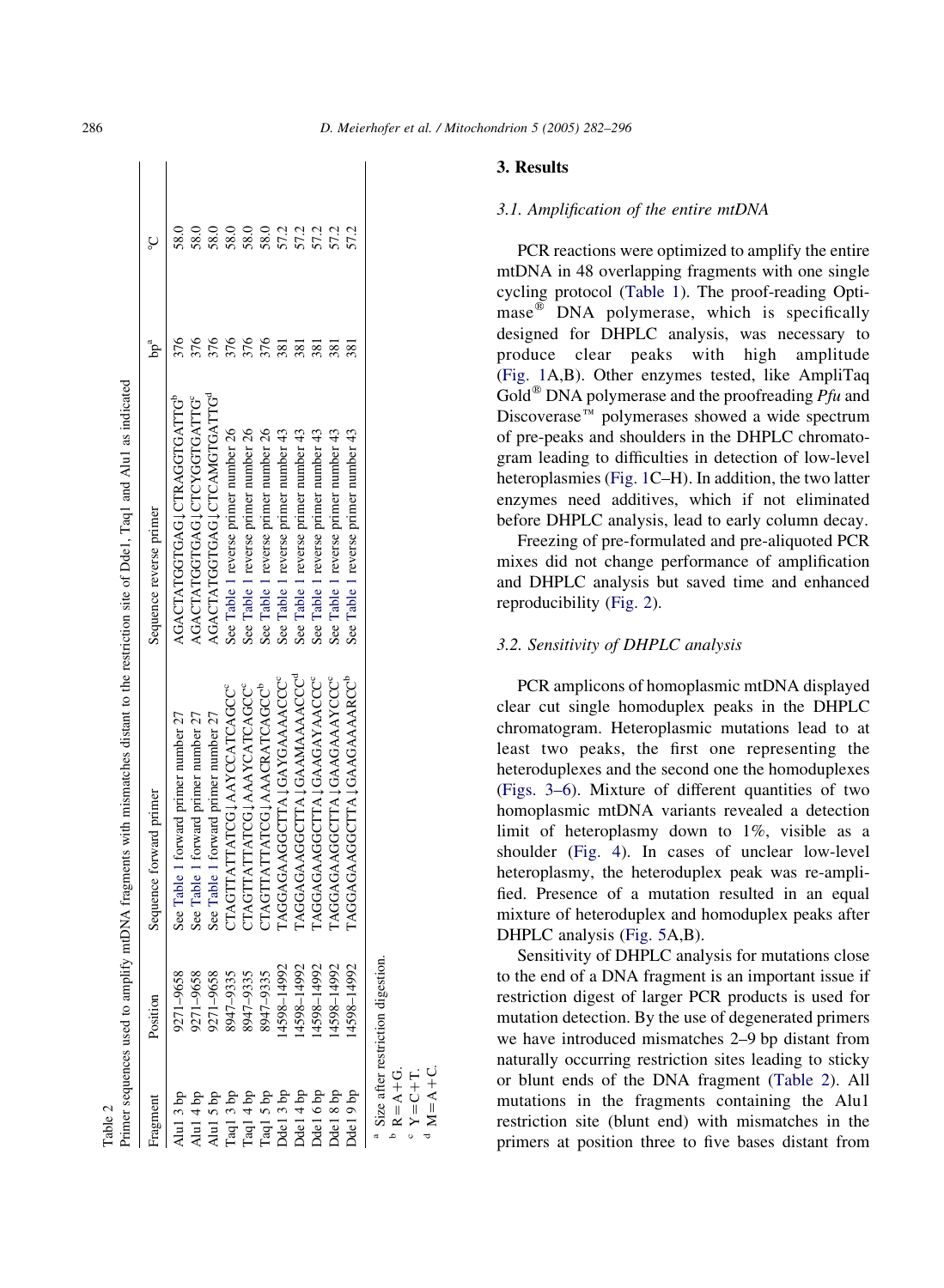Table 2
Primer sequences used to amplify mtDNA fragments with mismatches distant to the restriction site of Dde1, Taq1 and Alu1 as indicated

| Fragment | Position | Sequence forward primer | Sequence reverse primer | bp[a] | °C |
|---|---|---|---|---|---|
| Alu1 3 bp | 9271–9658 | See Table 1 forward primer number 27 | AGACTATGGTGAG↓CTRAGGTGATTG[b] | 376 | 58.0 |
| Alu1 4 bp | 9271–9658 | See Table 1 forward primer number 27 | AGACTATGGTGAG↓CTCYGGTGATTG[c] | 376 | 58.0 |
| Alu1 5 bp | 9271–9658 | See Table 1 forward primer number 27 | AGACTATGGTGAG↓CTCAMGTGATTG[d] | 376 | 58.0 |
| Taq1 3 bp | 8947–9335 | CTAGTTATTATCG↓AAYCCATCAGCC[c] | See Table 1 reverse primer number 26 | 376 | 58.0 |
| Taq1 4 bp | 8947–9335 | CTAGTTATTATCG↓AAAYCATCAGCC[c] | See Table 1 reverse primer number 26 | 376 | 58.0 |
| Taq1 5 bp | 8947–9335 | CTAGTTATTATCG↓AAACRATCAGCC[b] | See Table 1 reverse primer number 26 | 376 | 58.0 |
| Dde1 3 bp | 14598–14992 | TAGGAGAAGGCTTA↓GAYGAAAACCC[c] | See Table 1 reverse primer number 43 | 381 | 57.2 |
| Dde1 4 bp | 14598–14992 | TAGGAGAAGGCTTA↓GAAMAAAACCC[d] | See Table 1 reverse primer number 43 | 381 | 57.2 |
| Dde1 6 bp | 14598–14992 | TAGGAGAAGGCTTA↓GAAGAYAACCC[c] | See Table 1 reverse primer number 43 | 381 | 57.2 |
| Dde1 8 bp | 14598–14992 | TAGGAGAAGGCTTA↓GAAGAAAYCCC[c] | See Table 1 reverse primer number 43 | 381 | 57.2 |
| Dde1 9 bp | 14598–14992 | TAGGAGAAGGCTTA↓GAAGAAAARCC[b] | See Table 1 reverse primer number 43 | 381 | 57.2 |

[a] Size after restriction digestion.
[b] R = A + G.
[c] Y = C + T.
[d] M = A + C.

## 3. Results

### 3.1. Amplification of the entire mtDNA

PCR reactions were optimized to amplify the entire mtDNA in 48 overlapping fragments with one single cycling protocol (Table 1). The proof-reading Optimase® DNA polymerase, which is specifically designed for DHPLC analysis, was necessary to produce clear peaks with high amplitude (Fig. 1A,B). Other enzymes tested, like AmpliTaq Gold® DNA polymerase and the proofreading *Pfu* and Discoverase™ polymerases showed a wide spectrum of pre-peaks and shoulders in the DHPLC chromatogram leading to difficulties in detection of low-level heteroplasmies (Fig. 1C–H). In addition, the two latter enzymes need additives, which if not eliminated before DHPLC analysis, lead to early column decay.

Freezing of pre-formulated and pre-aliquoted PCR mixes did not change performance of amplification and DHPLC analysis but saved time and enhanced reproducibility (Fig. 2).

### 3.2. Sensitivity of DHPLC analysis

PCR amplicons of homoplasmic mtDNA displayed clear cut single homoduplex peaks in the DHPLC chromatogram. Heteroplasmic mutations lead to at least two peaks, the first one representing the heteroduplexes and the second one the homoduplexes (Figs. 3–6). Mixture of different quantities of two homoplasmic mtDNA variants revealed a detection limit of heteroplasmy down to 1%, visible as a shoulder (Fig. 4). In cases of unclear low-level heteroplasmy, the heteroduplex peak was re-amplified. Presence of a mutation resulted in an equal mixture of heteroduplex and homoduplex peaks after DHPLC analysis (Fig. 5A,B).

Sensitivity of DHPLC analysis for mutations close to the end of a DNA fragment is an important issue if restriction digest of larger PCR products is used for mutation detection. By the use of degenerated primers we have introduced mismatches 2–9 bp distant from naturally occurring restriction sites leading to sticky or blunt ends of the DNA fragment (Table 2). All mutations in the fragments containing the Alu1 restriction site (blunt end) with mismatches in the primers at position three to five bases distant from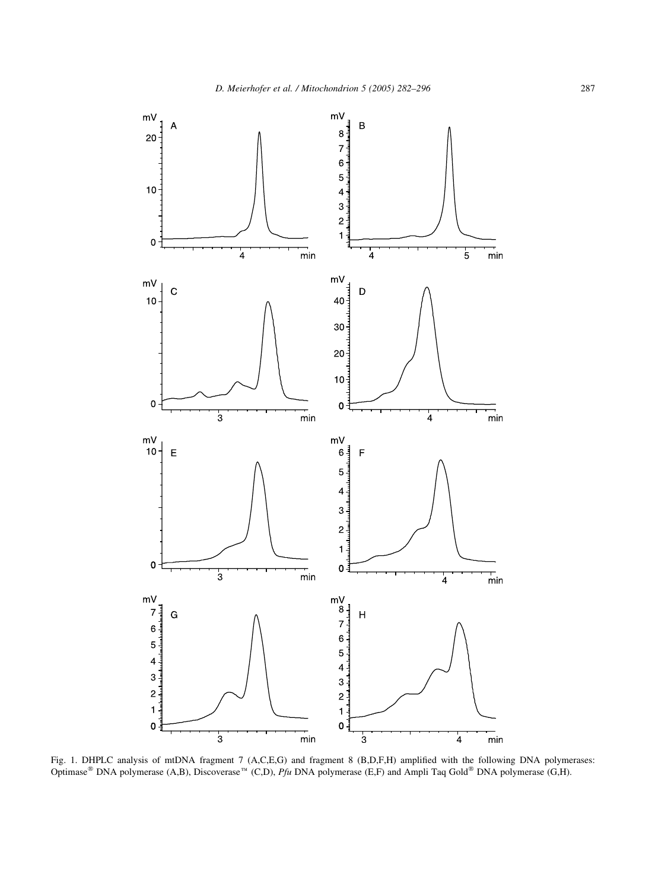Fig. 1. DHPLC analysis of mtDNA fragment 7 (A,C,E,G) and fragment 8 (B,D,F,H) amplified with the following DNA polymerases: Optimase® DNA polymerase (A,B), Discoverase™ (C,D), *Pfu* DNA polymerase (E,F) and Ampli Taq Gold® DNA polymerase (G,H).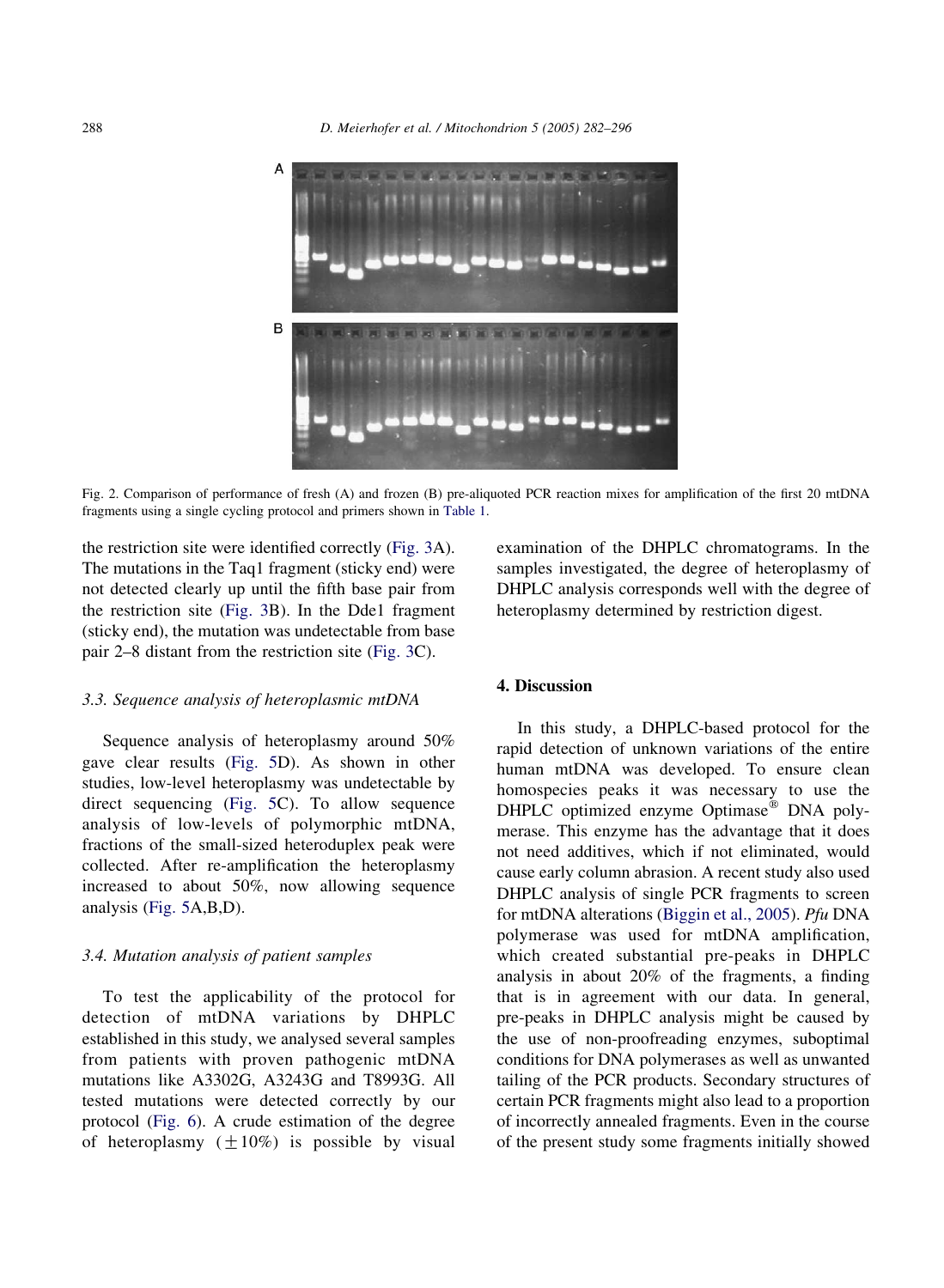Fig. 2. Comparison of performance of fresh (A) and frozen (B) pre-aliquoted PCR reaction mixes for amplification of the first 20 mtDNA fragments using a single cycling protocol and primers shown in Table 1.

the restriction site were identified correctly (Fig. 3A). The mutations in the Taq1 fragment (sticky end) were not detected clearly up until the fifth base pair from the restriction site (Fig. 3B). In the Dde1 fragment (sticky end), the mutation was undetectable from base pair 2–8 distant from the restriction site (Fig. 3C).

### 3.3. Sequence analysis of heteroplasmic mtDNA

Sequence analysis of heteroplasmy around 50% gave clear results (Fig. 5D). As shown in other studies, low-level heteroplasmy was undetectable by direct sequencing (Fig. 5C). To allow sequence analysis of low-levels of polymorphic mtDNA, fractions of the small-sized heteroduplex peak were collected. After re-amplification the heteroplasmy increased to about 50%, now allowing sequence analysis (Fig. 5A,B,D).

### 3.4. Mutation analysis of patient samples

To test the applicability of the protocol for detection of mtDNA variations by DHPLC established in this study, we analysed several samples from patients with proven pathogenic mtDNA mutations like A3302G, A3243G and T8993G. All tested mutations were detected correctly by our protocol (Fig. 6). A crude estimation of the degree of heteroplasmy ($\pm 10\%$) is possible by visual examination of the DHPLC chromatograms. In the samples investigated, the degree of heteroplasmy of DHPLC analysis corresponds well with the degree of heteroplasmy determined by restriction digest.

## 4. Discussion

In this study, a DHPLC-based protocol for the rapid detection of unknown variations of the entire human mtDNA was developed. To ensure clean homospecies peaks it was necessary to use the DHPLC optimized enzyme Optimase® DNA polymerase. This enzyme has the advantage that it does not need additives, which if not eliminated, would cause early column abrasion. A recent study also used DHPLC analysis of single PCR fragments to screen for mtDNA alterations (Biggin et al., 2005). *Pfu* DNA polymerase was used for mtDNA amplification, which created substantial pre-peaks in DHPLC analysis in about 20% of the fragments, a finding that is in agreement with our data. In general, pre-peaks in DHPLC analysis might be caused by the use of non-proofreading enzymes, suboptimal conditions for DNA polymerases as well as unwanted tailing of the PCR products. Secondary structures of certain PCR fragments might also lead to a proportion of incorrectly annealed fragments. Even in the course of the present study some fragments initially showed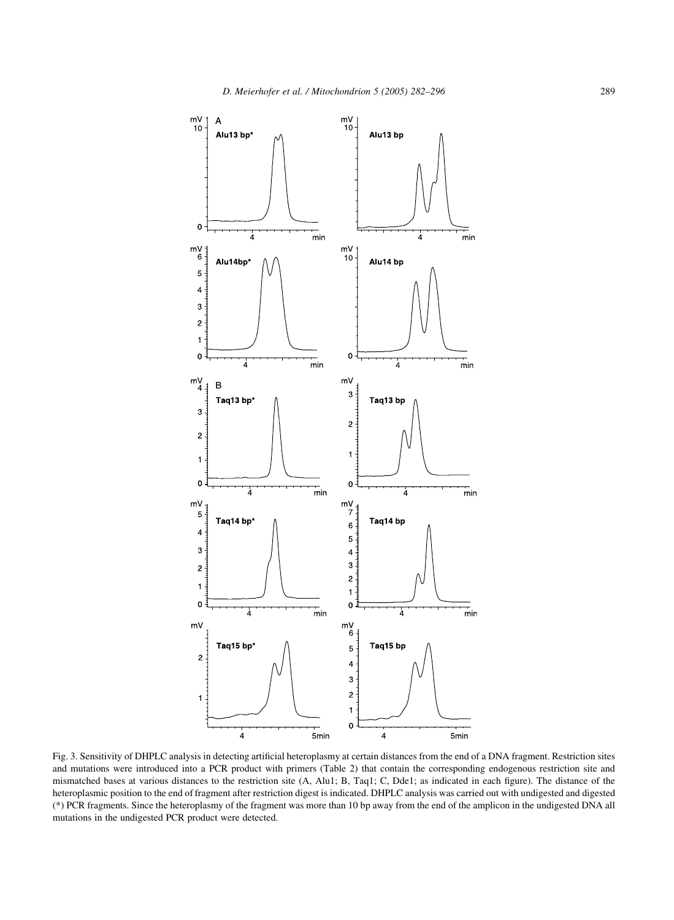Fig. 3. Sensitivity of DHPLC analysis in detecting artificial heteroplasmy at certain distances from the end of a DNA fragment. Restriction sites and mutations were introduced into a PCR product with primers (Table 2) that contain the corresponding endogenous restriction site and mismatched bases at various distances to the restriction site (A, Alu1; B, Taq1; C, Dde1; as indicated in each figure). The distance of the heteroplasmic position to the end of fragment after restriction digest is indicated. DHPLC analysis was carried out with undigested and digested (*) PCR fragments. Since the heteroplasmy of the fragment was more than 10 bp away from the end of the amplicon in the undigested DNA all mutations in the undigested PCR product were detected.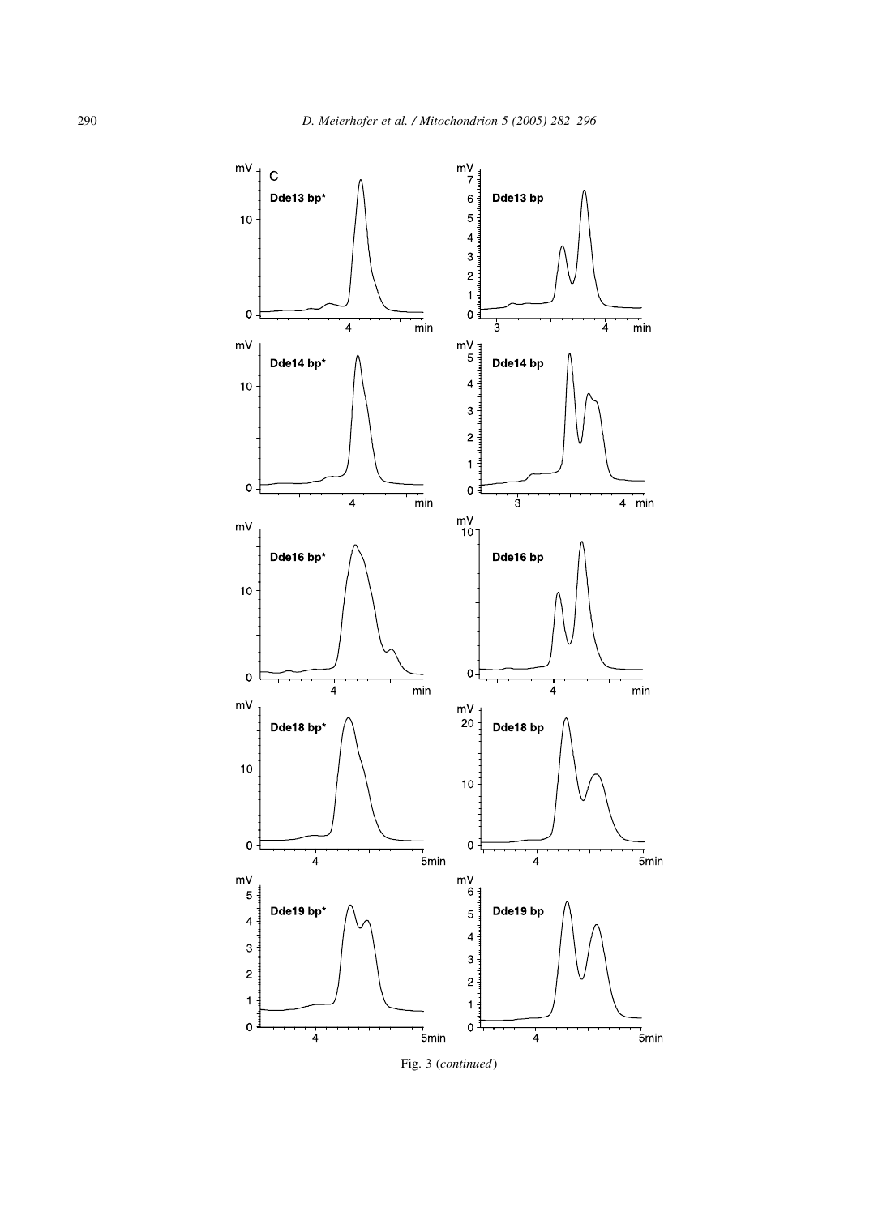Fig. 3 (*continued*)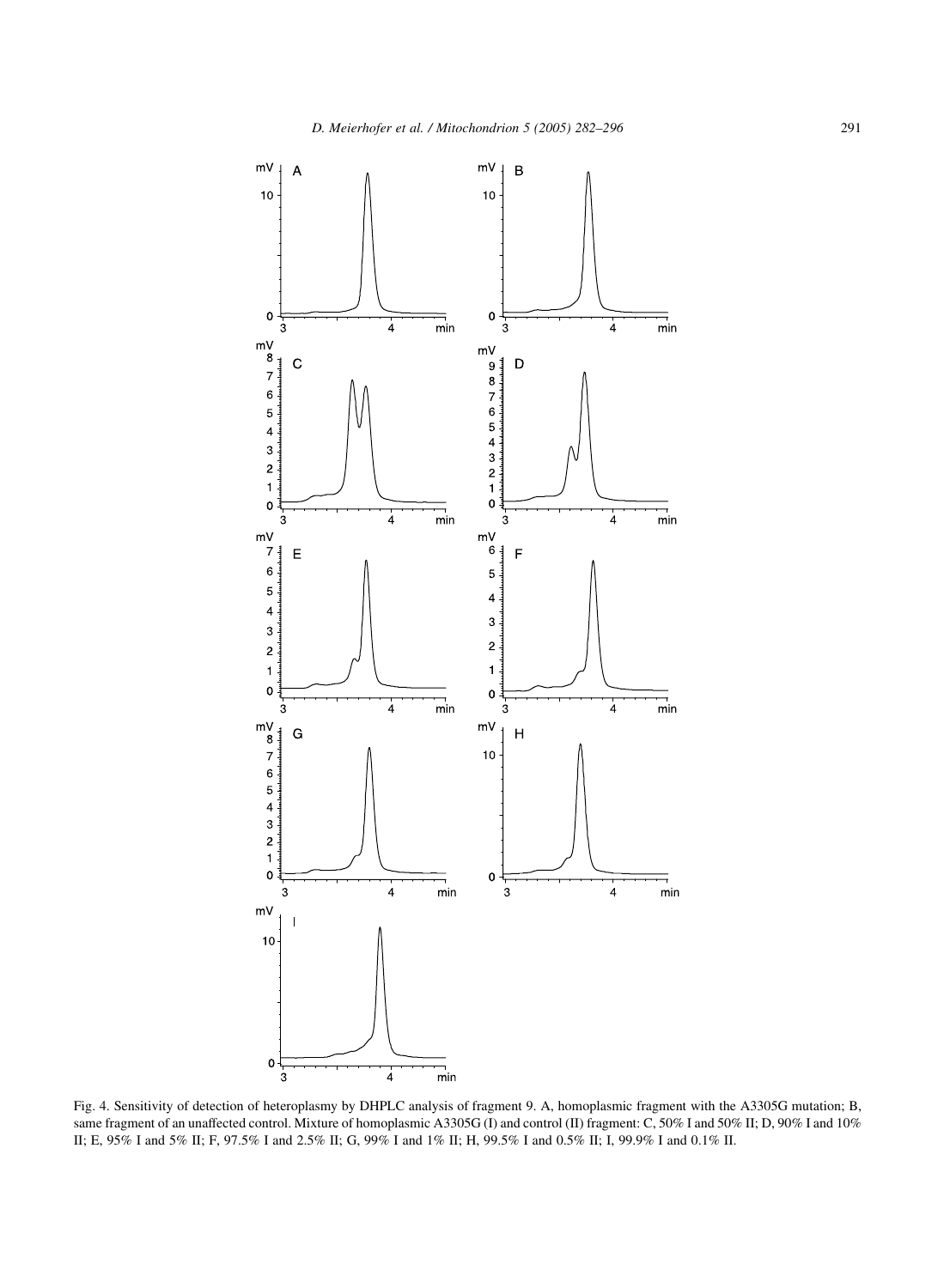Fig. 4. Sensitivity of detection of heteroplasmy by DHPLC analysis of fragment 9. A, homoplasmic fragment with the A3305G mutation; B, same fragment of an unaffected control. Mixture of homoplasmic A3305G (I) and control (II) fragment: C, 50% I and 50% II; D, 90% I and 10% II; E, 95% I and 5% II; F, 97.5% I and 2.5% II; G, 99% I and 1% II; H, 99.5% I and 0.5% II; I, 99.9% I and 0.1% II.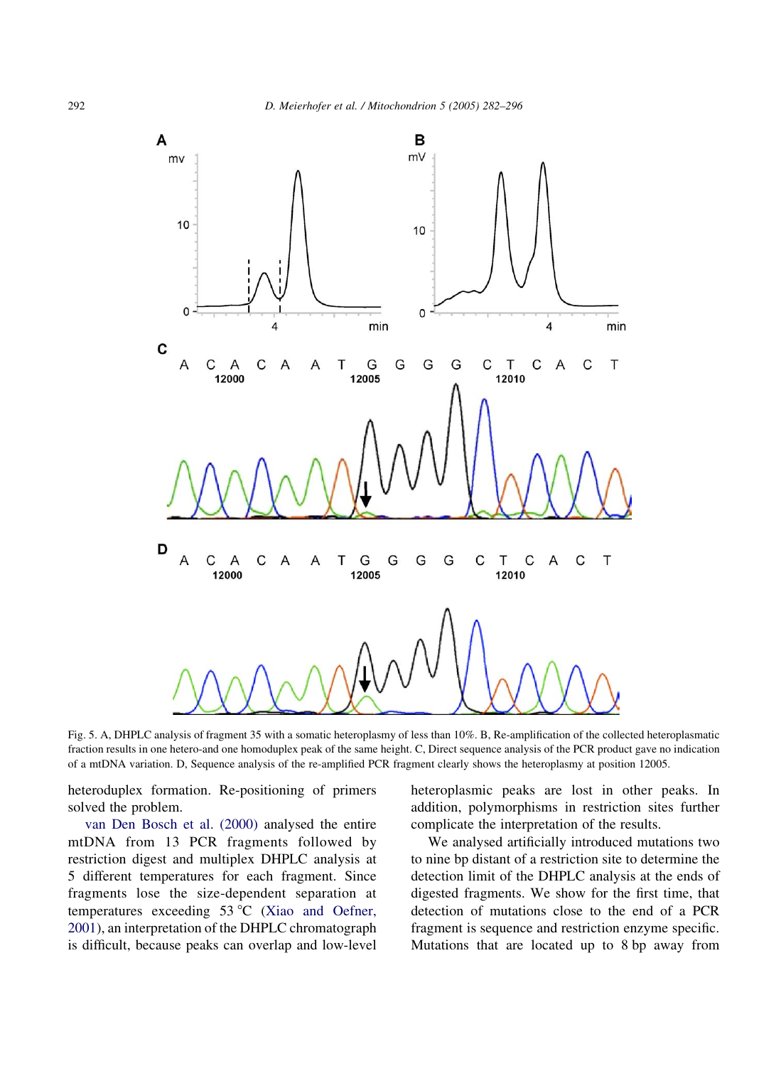Fig. 5. A, DHPLC analysis of fragment 35 with a somatic heteroplasmy of less than 10%. B, Re-amplification of the collected heteroplasmatic fraction results in one hetero-and one homoduplex peak of the same height. C, Direct sequence analysis of the PCR product gave no indication of a mtDNA variation. D, Sequence analysis of the re-amplified PCR fragment clearly shows the heteroplasmy at position 12005.

heteroduplex formation. Re-positioning of primers solved the problem.

van Den Bosch et al. (2000) analysed the entire mtDNA from 13 PCR fragments followed by restriction digest and multiplex DHPLC analysis at 5 different temperatures for each fragment. Since fragments lose the size-dependent separation at temperatures exceeding 53 °C (Xiao and Oefner, 2001), an interpretation of the DHPLC chromatograph is difficult, because peaks can overlap and low-level heteroplasmic peaks are lost in other peaks. In addition, polymorphisms in restriction sites further complicate the interpretation of the results.

We analysed artificially introduced mutations two to nine bp distant of a restriction site to determine the detection limit of the DHPLC analysis at the ends of digested fragments. We show for the first time, that detection of mutations close to the end of a PCR fragment is sequence and restriction enzyme specific. Mutations that are located up to 8 bp away from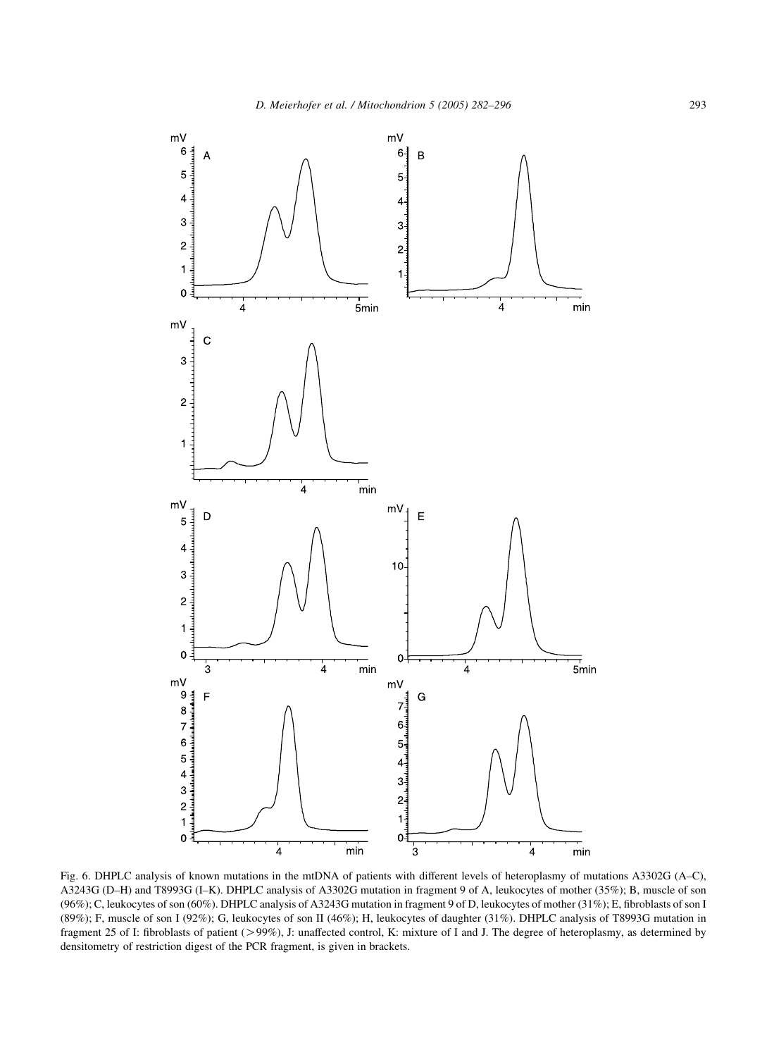Fig. 6. DHPLC analysis of known mutations in the mtDNA of patients with different levels of heteroplasmy of mutations A3302G (A–C), A3243G (D–H) and T8993G (I–K). DHPLC analysis of A3302G mutation in fragment 9 of A, leukocytes of mother (35%); B, muscle of son (96%); C, leukocytes of son (60%). DHPLC analysis of A3243G mutation in fragment 9 of D, leukocytes of mother (31%); E, fibroblasts of son I (89%); F, muscle of son I (92%); G, leukocytes of son II (46%); H, leukocytes of daughter (31%). DHPLC analysis of T8993G mutation in fragment 25 of I: fibroblasts of patient (>99%), J: unaffected control, K: mixture of I and J. The degree of heteroplasmy, as determined by densitometry of restriction digest of the PCR fragment, is given in brackets.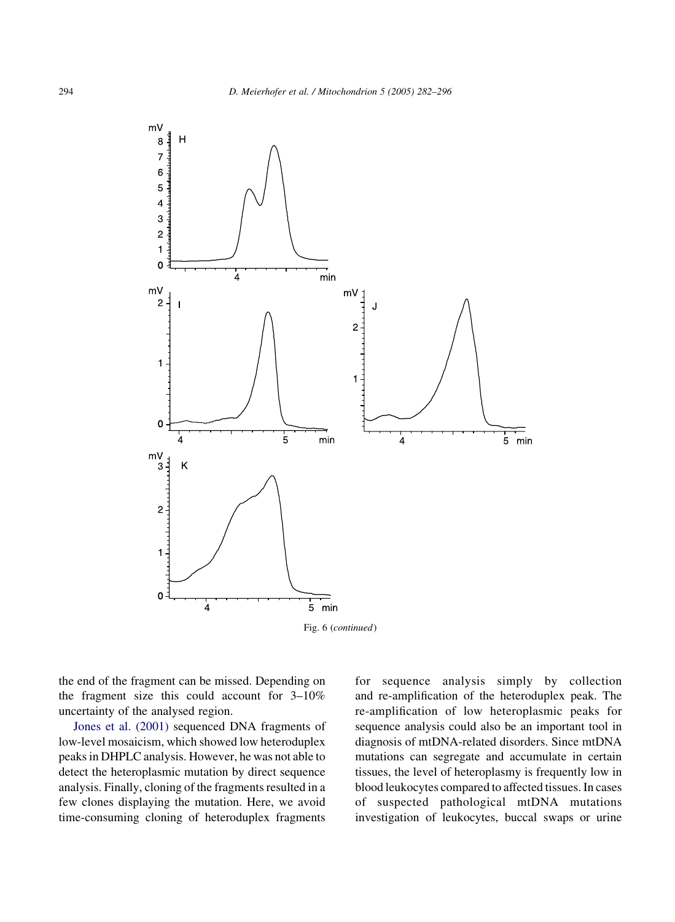Fig. 6 (*continued*)

the end of the fragment can be missed. Depending on the fragment size this could account for 3–10% uncertainty of the analysed region.

Jones et al. (2001) sequenced DNA fragments of low-level mosaicism, which showed low heteroduplex peaks in DHPLC analysis. However, he was not able to detect the heteroplasmic mutation by direct sequence analysis. Finally, cloning of the fragments resulted in a few clones displaying the mutation. Here, we avoid time-consuming cloning of heteroduplex fragments for sequence analysis simply by collection and re-amplification of the heteroduplex peak. The re-amplification of low heteroplasmic peaks for sequence analysis could also be an important tool in diagnosis of mtDNA-related disorders. Since mtDNA mutations can segregate and accumulate in certain tissues, the level of heteroplasmy is frequently low in blood leukocytes compared to affected tissues. In cases of suspected pathological mtDNA mutations investigation of leukocytes, buccal swaps or urine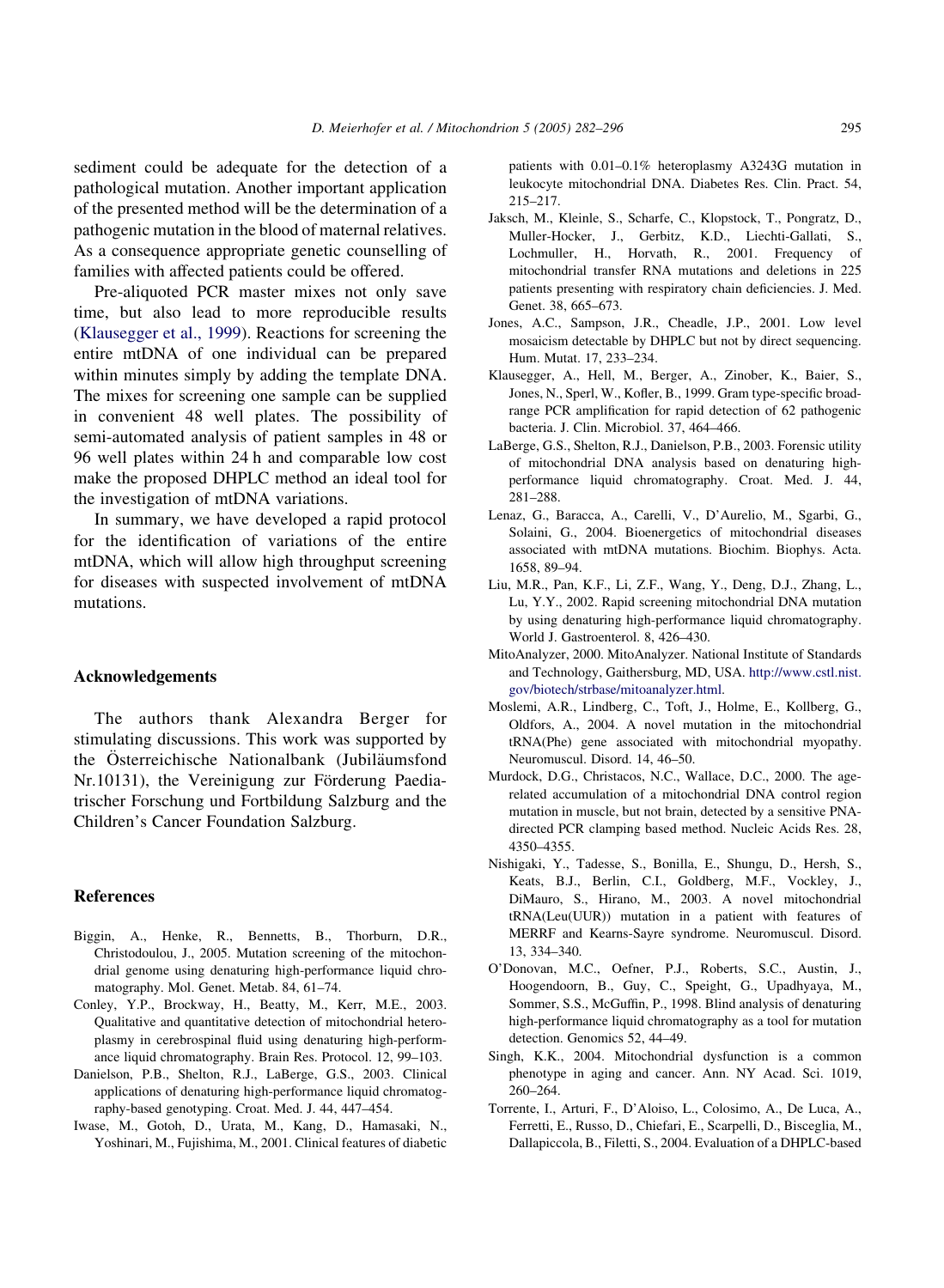sediment could be adequate for the detection of a pathological mutation. Another important application of the presented method will be the determination of a pathogenic mutation in the blood of maternal relatives. As a consequence appropriate genetic counselling of families with affected patients could be offered.

Pre-aliquoted PCR master mixes not only save time, but also lead to more reproducible results (Klausegger et al., 1999). Reactions for screening the entire mtDNA of one individual can be prepared within minutes simply by adding the template DNA. The mixes for screening one sample can be supplied in convenient 48 well plates. The possibility of semi-automated analysis of patient samples in 48 or 96 well plates within 24 h and comparable low cost make the proposed DHPLC method an ideal tool for the investigation of mtDNA variations.

In summary, we have developed a rapid protocol for the identification of variations of the entire mtDNA, which will allow high throughput screening for diseases with suspected involvement of mtDNA mutations.

## Acknowledgements

The authors thank Alexandra Berger for stimulating discussions. This work was supported by the Österreichische Nationalbank (Jubiläumsfond Nr.10131), the Vereinigung zur Förderung Paediatrischer Forschung und Fortbildung Salzburg and the Children's Cancer Foundation Salzburg.

## References

Biggin, A., Henke, R., Bennetts, B., Thorburn, D.R., Christodoulou, J., 2005. Mutation screening of the mitochondrial genome using denaturing high-performance liquid chromatography. Mol. Genet. Metab. 84, 61–74.

Conley, Y.P., Brockway, H., Beatty, M., Kerr, M.E., 2003. Qualitative and quantitative detection of mitochondrial heteroplasmy in cerebrospinal fluid using denaturing high-performance liquid chromatography. Brain Res. Protocol. 12, 99–103.

Danielson, P.B., Shelton, R.J., LaBerge, G.S., 2003. Clinical applications of denaturing high-performance liquid chromatography-based genotyping. Croat. Med. J. 44, 447–454.

Iwase, M., Gotoh, D., Urata, M., Kang, D., Hamasaki, N., Yoshinari, M., Fujishima, M., 2001. Clinical features of diabetic patients with 0.01–0.1% heteroplasmy A3243G mutation in leukocyte mitochondrial DNA. Diabetes Res. Clin. Pract. 54, 215–217.

Jaksch, M., Kleinle, S., Scharfe, C., Klopstock, T., Pongratz, D., Muller-Hocker, J., Gerbitz, K.D., Liechti-Gallati, S., Lochmuller, H., Horvath, R., 2001. Frequency of mitochondrial transfer RNA mutations and deletions in 225 patients presenting with respiratory chain deficiencies. J. Med. Genet. 38, 665–673.

Jones, A.C., Sampson, J.R., Cheadle, J.P., 2001. Low level mosaicism detectable by DHPLC but not by direct sequencing. Hum. Mutat. 17, 233–234.

Klausegger, A., Hell, M., Berger, A., Zinober, K., Baier, S., Jones, N., Sperl, W., Kofler, B., 1999. Gram type-specific broad-range PCR amplification for rapid detection of 62 pathogenic bacteria. J. Clin. Microbiol. 37, 464–466.

LaBerge, G.S., Shelton, R.J., Danielson, P.B., 2003. Forensic utility of mitochondrial DNA analysis based on denaturing high-performance liquid chromatography. Croat. Med. J. 44, 281–288.

Lenaz, G., Baracca, A., Carelli, V., D'Aurelio, M., Sgarbi, G., Solaini, G., 2004. Bioenergetics of mitochondrial diseases associated with mtDNA mutations. Biochim. Biophys. Acta. 1658, 89–94.

Liu, M.R., Pan, K.F., Li, Z.F., Wang, Y., Deng, D.J., Zhang, L., Lu, Y.Y., 2002. Rapid screening mitochondrial DNA mutation by using denaturing high-performance liquid chromatography. World J. Gastroenterol. 8, 426–430.

MitoAnalyzer, 2000. MitoAnalyzer. National Institute of Standards and Technology, Gaithersburg, MD, USA. http://www.cstl.nist.gov/biotech/strbase/mitoanalyzer.html.

Moslemi, A.R., Lindberg, C., Toft, J., Holme, E., Kollberg, G., Oldfors, A., 2004. A novel mutation in the mitochondrial tRNA(Phe) gene associated with mitochondrial myopathy. Neuromuscul. Disord. 14, 46–50.

Murdock, D.G., Christacos, N.C., Wallace, D.C., 2000. The age-related accumulation of a mitochondrial DNA control region mutation in muscle, but not brain, detected by a sensitive PNA-directed PCR clamping based method. Nucleic Acids Res. 28, 4350–4355.

Nishigaki, Y., Tadesse, S., Bonilla, E., Shungu, D., Hersh, S., Keats, B.J., Berlin, C.I., Goldberg, M.F., Vockley, J., DiMauro, S., Hirano, M., 2003. A novel mitochondrial tRNA(Leu(UUR)) mutation in a patient with features of MERRF and Kearns-Sayre syndrome. Neuromuscul. Disord. 13, 334–340.

O'Donovan, M.C., Oefner, P.J., Roberts, S.C., Austin, J., Hoogendoorn, B., Guy, C., Speight, G., Upadhyaya, M., Sommer, S.S., McGuffin, P., 1998. Blind analysis of denaturing high-performance liquid chromatography as a tool for mutation detection. Genomics 52, 44–49.

Singh, K.K., 2004. Mitochondrial dysfunction is a common phenotype in aging and cancer. Ann. NY Acad. Sci. 1019, 260–264.

Torrente, I., Arturi, F., D'Aloiso, L., Colosimo, A., De Luca, A., Ferretti, E., Russo, D., Chiefari, E., Scarpelli, D., Bisceglia, M., Dallapiccola, B., Filetti, S., 2004. Evaluation of a DHPLC-based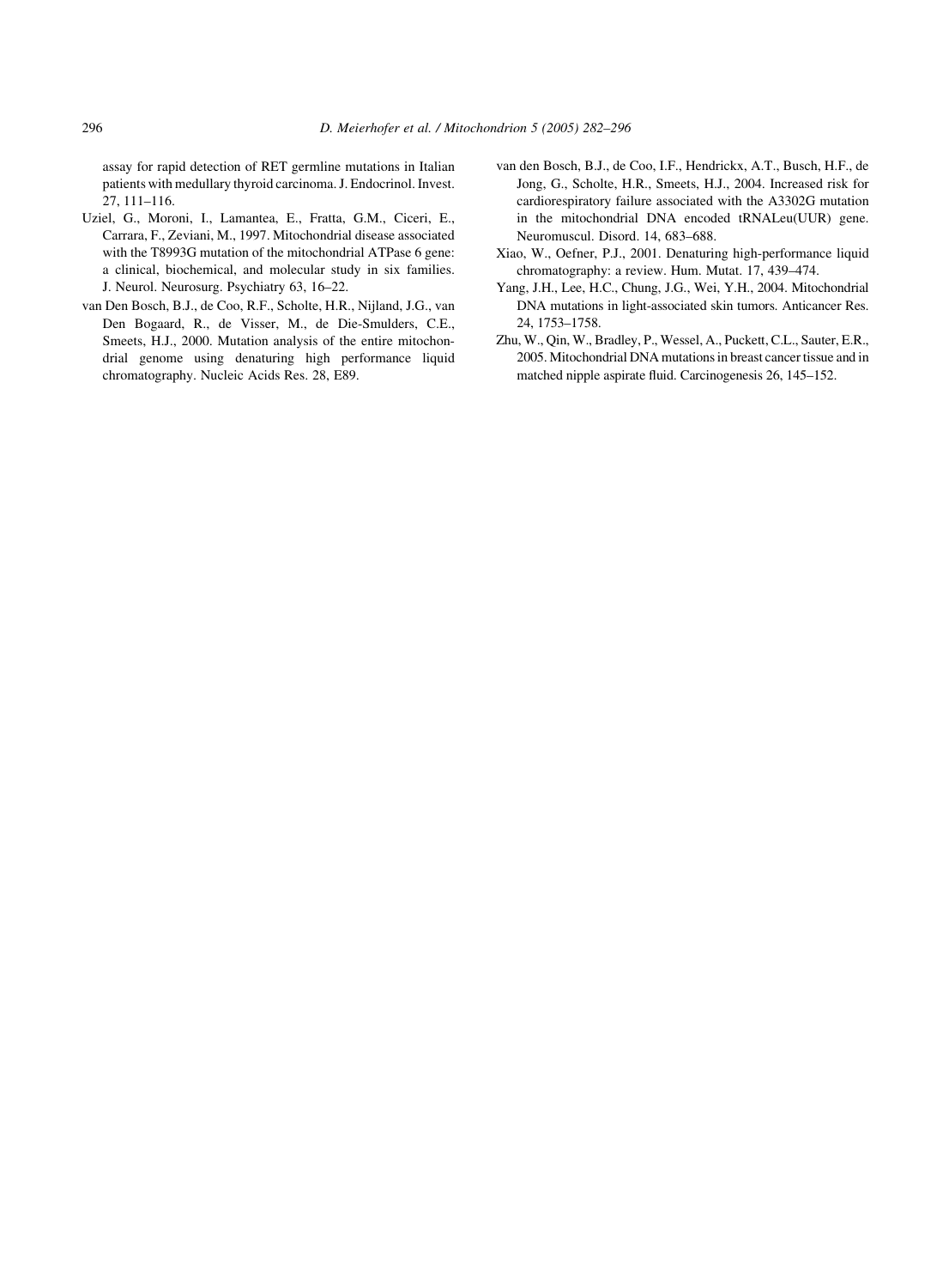assay for rapid detection of RET germline mutations in Italian patients with medullary thyroid carcinoma. J. Endocrinol. Invest. 27, 111–116.

Uziel, G., Moroni, I., Lamantea, E., Fratta, G.M., Ciceri, E., Carrara, F., Zeviani, M., 1997. Mitochondrial disease associated with the T8993G mutation of the mitochondrial ATPase 6 gene: a clinical, biochemical, and molecular study in six families. J. Neurol. Neurosurg. Psychiatry 63, 16–22.

van Den Bosch, B.J., de Coo, R.F., Scholte, H.R., Nijland, J.G., van Den Bogaard, R., de Visser, M., de Die-Smulders, C.E., Smeets, H.J., 2000. Mutation analysis of the entire mitochondrial genome using denaturing high performance liquid chromatography. Nucleic Acids Res. 28, E89.

van den Bosch, B.J., de Coo, I.F., Hendrickx, A.T., Busch, H.F., de Jong, G., Scholte, H.R., Smeets, H.J., 2004. Increased risk for cardiorespiratory failure associated with the A3302G mutation in the mitochondrial DNA encoded tRNALeu(UUR) gene. Neuromuscul. Disord. 14, 683–688.

Xiao, W., Oefner, P.J., 2001. Denaturing high-performance liquid chromatography: a review. Hum. Mutat. 17, 439–474.

Yang, J.H., Lee, H.C., Chung, J.G., Wei, Y.H., 2004. Mitochondrial DNA mutations in light-associated skin tumors. Anticancer Res. 24, 1753–1758.

Zhu, W., Qin, W., Bradley, P., Wessel, A., Puckett, C.L., Sauter, E.R., 2005. Mitochondrial DNA mutations in breast cancer tissue and in matched nipple aspirate fluid. Carcinogenesis 26, 145–152.